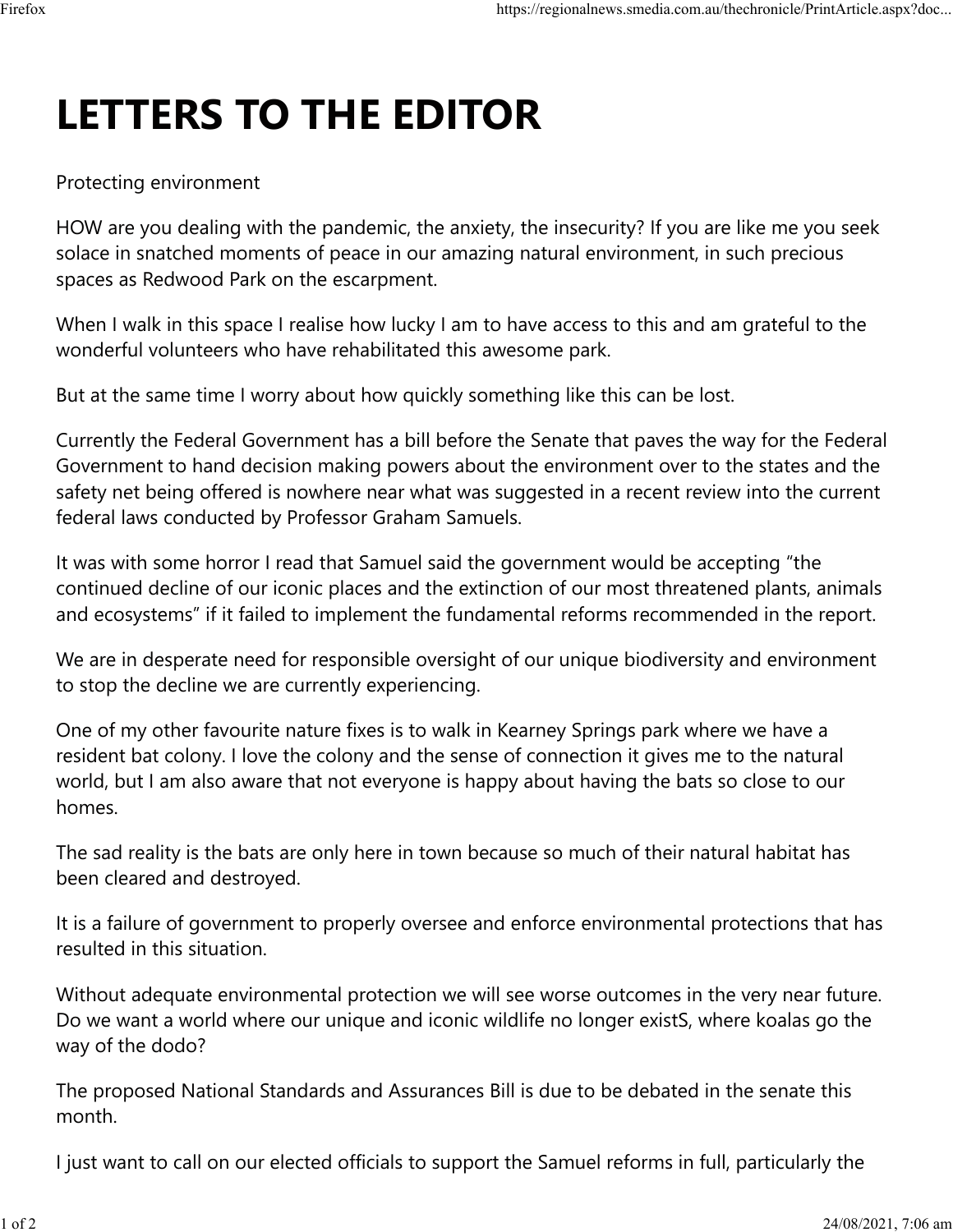# LETTERS TO THE EDITOR

Protecting environment

HOW are you dealing with the pandemic, the anxiety, the insecurity? If you are like me you seek solace in snatched moments of peace in our amazing natural environment, in such precious spaces as Redwood Park on the escarpment.

When I walk in this space I realise how lucky I am to have access to this and am grateful to the wonderful volunteers who have rehabilitated this awesome park.

But at the same time I worry about how quickly something like this can be lost.

Currently the Federal Government has a bill before the Senate that paves the way for the Federal Government to hand decision making powers about the environment over to the states and the safety net being offered is nowhere near what was suggested in a recent review into the current federal laws conducted by Professor Graham Samuels.

It was with some horror I read that Samuel said the government would be accepting "the continued decline of our iconic places and the extinction of our most threatened plants, animals and ecosystems" if it failed to implement the fundamental reforms recommended in the report.

We are in desperate need for responsible oversight of our unique biodiversity and environment to stop the decline we are currently experiencing.

One of my other favourite nature fixes is to walk in Kearney Springs park where we have a resident bat colony. I love the colony and the sense of connection it gives me to the natural world, but I am also aware that not everyone is happy about having the bats so close to our homes.

The sad reality is the bats are only here in town because so much of their natural habitat has been cleared and destroyed.

It is a failure of government to properly oversee and enforce environmental protections that has resulted in this situation.

Without adequate environmental protection we will see worse outcomes in the very near future. Do we want a world where our unique and iconic wildlife no longer existS, where koalas go the way of the dodo?

The proposed National Standards and Assurances Bill is due to be debated in the senate this month.

I just want to call on our elected officials to support the Samuel reforms in full, particularly the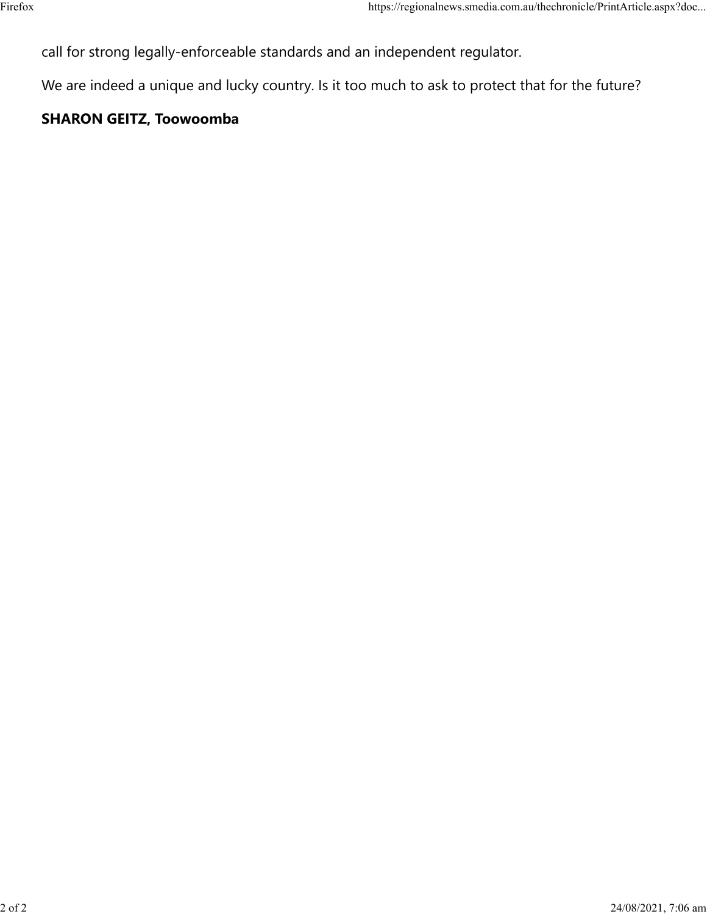call for strong legally-enforceable standards and an independent regulator.

We are indeed a unique and lucky country. Is it too much to ask to protect that for the future?

**SHARON GEITZ, Toowoomba**